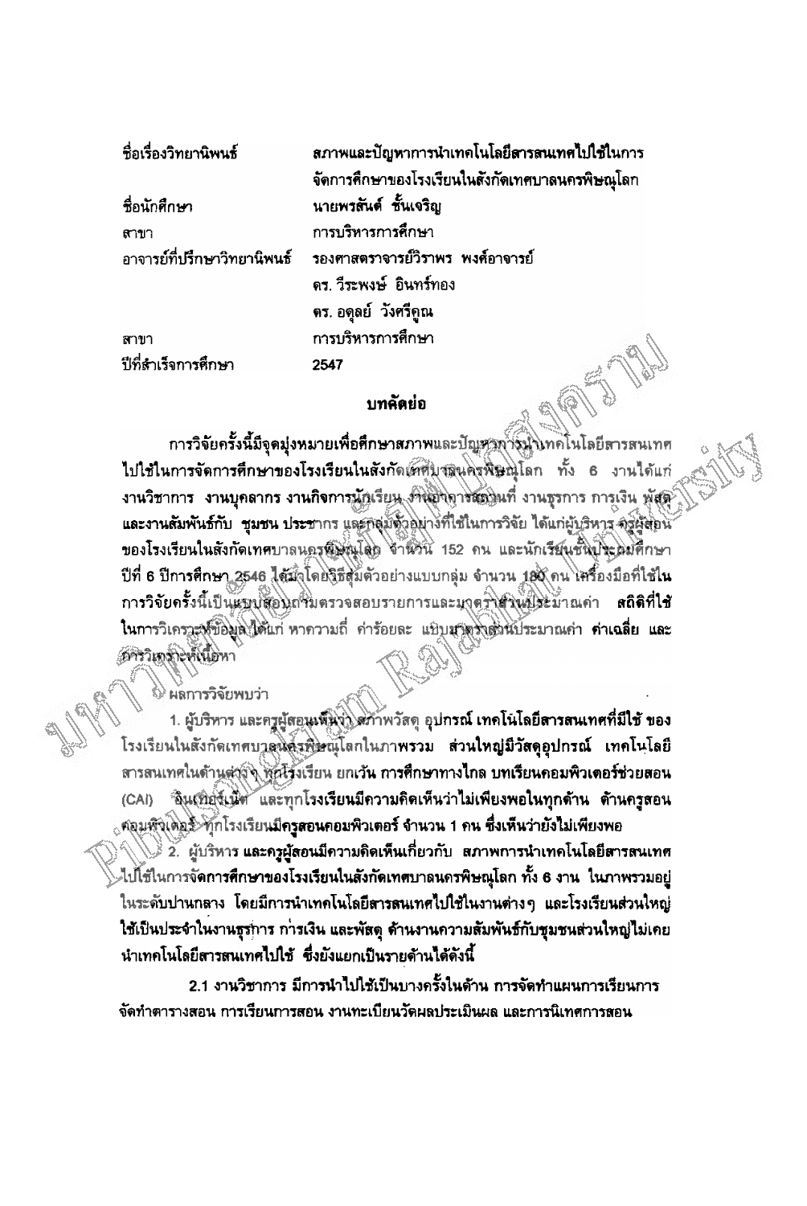| | |
|---|---|
| ชื่อเรื่องวิทยานิพนธ์ | สภาพและปัญหาการนำเทคโนโลยีสารสนเทศไปใช้ในการจัดการศึกษาของโรงเรียนในสังกัดเทศบาลนครพิษณุโลก |
| ชื่อนักศึกษา | นายพรสันต์ ชั้นเจริญ |
| สาขา | การบริหารการศึกษา |
| อาจารย์ที่ปรึกษาวิทยานิพนธ์ | รองศาสตราจารย์วิราพร พงศ์อาจารย์ |
| | ดร. วีระพงษ์ อินทร์ทอง |
| | ดร. อดุลย์ วังศรีคูณ |
| สาขา | การบริหารการศึกษา |
| ปีที่สำเร็จการศึกษา | 2547 |

## บทคัดย่อ

การวิจัยครั้งนี้มีจุดมุ่งหมายเพื่อศึกษาสภาพและปัญหาการนำเทคโนโลยีสารสนเทศไปใช้ในการจัดการศึกษาของโรงเรียนในสังกัดเทศบาลนครพิษณุโลก ทั้ง 6 งานได้แก่ งานวิชาการ งานบุคลากร งานกิจการนักเรียน งานอาคารสถานที่ งานธุรการ การเงิน พัสดุ และงานสัมพันธ์กับ ชุมชน ประชากร และกลุ่มตัวอย่างที่ใช้ในการวิจัย ได้แก่ผู้บริหาร ครูผู้สอนของโรงเรียนในสังกัดเทศบาลนครพิษณุโลก จำนวน 152 คน และนักเรียนชั้นประถมศึกษาปีที่ 6 ปีการศึกษา 2546 ได้มาโดยวิธีสุ่มตัวอย่างแบบกลุ่ม จำนวน 180 คน เครื่องมือที่ใช้ในการวิจัยครั้งนี้เป็นแบบสอบถามตรวจสอบรายการและมาตราส่วนประมาณค่า สถิติที่ใช้ในการวิเคราะห์ข้อมูล ได้แก่ หาความถี่ ค่าร้อยละ แบบมาตราส่วนประมาณค่า ค่าเฉลี่ย และการวิเคราะห์เนื้อหา

ผลการวิจัยพบว่า

1. ผู้บริหาร และครูผู้สอนเห็นว่า สภาพวัสดุ อุปกรณ์ เทคโนโลยีสารสนเทศที่มีใช้ ของโรงเรียนในสังกัดเทศบาลนครพิษณุโลกในภาพรวม ส่วนใหญ่มีวัสดุอุปกรณ์ เทคโนโลยีสารสนเทศในด้านต่างๆ ทุกโรงเรียน ยกเว้น การศึกษาทางไกล บทเรียนคอมพิวเตอร์ช่วยสอน (CAI) อินเทอร์เน็ต และทุกโรงเรียนมีความคิดเห็นว่าไม่เพียงพอในทุกด้าน ด้านครูสอนคอมพิวเตอร์ ทุกโรงเรียนมีครูสอนคอมพิวเตอร์ จำนวน 1 คน ซึ่งเห็นว่ายังไม่เพียงพอ

2. ผู้บริหาร และครูผู้สอนมีความคิดเห็นเกี่ยวกับ สภาพการนำเทคโนโลยีสารสนเทศไปใช้ในการจัดการศึกษาของโรงเรียนในสังกัดเทศบาลนครพิษณุโลก ทั้ง 6 งาน ในภาพรวมอยู่ในระดับปานกลาง โดยมีการนำเทคโนโลยีสารสนเทศไปใช้ในงานต่างๆ และโรงเรียนส่วนใหญ่ใช้เป็นประจำในงานธุรการ การเงิน และพัสดุ ด้านงานความสัมพันธ์กับชุมชนส่วนใหญ่ไม่เคยนำเทคโนโลยีสารสนเทศไปใช้ ซึ่งยังแยกเป็นรายด้านได้ดังนี้

2.1 งานวิชาการ มีการนำไปใช้เป็นบางครั้งในด้าน การจัดทำแผนการเรียนการจัดทำตารางสอน การเรียนการสอน งานทะเบียนวัดผลประเมินผล และการนิเทศการสอน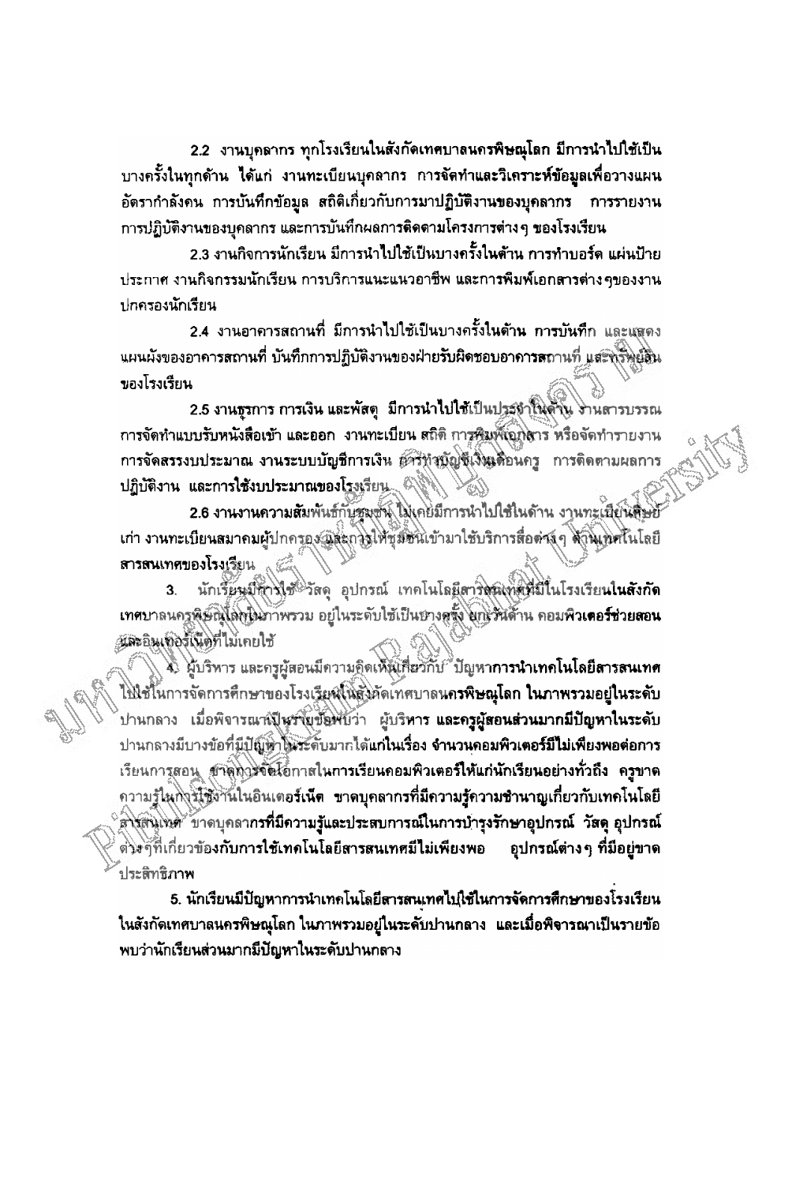2.2 งานบุคลากร ทุกโรงเรียนในสังกัดเทศบาลนครพิษณุโลก มีการนำไปใช้เป็นบางครั้งในทุกด้าน ได้แก่ งานทะเบียนบุคลากร การจัดทำและวิเคราะห์ข้อมูลเพื่อวางแผนอัตรากำลังคน การบันทึกข้อมูล สถิติเกี่ยวกับการมาปฏิบัติงานของบุคลากร การรายงานการปฏิบัติงานของบุคลากร และการบันทึกผลการติดตามโครงการต่างๆ ของโรงเรียน

2.3 งานกิจการนักเรียน มีการนำไปใช้เป็นบางครั้งในด้าน การทำบอร์ด แผ่นป้ายประกาศ งานกิจกรรมนักเรียน การบริการแนะแนวอาชีพ และการพิมพ์เอกสารต่างๆของงานปกครองนักเรียน

2.4 งานอาคารสถานที่ มีการนำไปใช้เป็นบางครั้งในด้าน การบันทึก และแสดงแผนผังของอาคารสถานที่ บันทึกการปฏิบัติงานของฝ่ายรับผิดชอบอาคารสถานที่ และทรัพย์สินของโรงเรียน

2.5 งานธุรการ การเงิน และพัสดุ มีการนำไปใช้เป็นประจำในด้าน งานสารบรรณ การจัดทำแบบรับหนังสือเข้า และออก งานทะเบียน สถิติ การพิมพ์เอกสาร หรือจัดทำรายงาน การจัดสรรงบประมาณ งานระบบบัญชีการเงิน การทำบัญชีเงินเดือนครู การติดตามผลการปฏิบัติงาน และการใช้งบประมาณของโรงเรียน

2.6 งานงานความสัมพันธ์กับชุมชน ไม่เคยมีการนำไปใช้ในด้าน งานทะเบียนศิษย์เก่า งานทะเบียนสมาคมผู้ปกครอง และการให้ชุมชนเข้ามาใช้บริการสื่อต่างๆ ด้านเทคโนโลยีสารสนเทศของโรงเรียน

3. นักเรียนมีการใช้ วัสดุ อุปกรณ์ เทคโนโลยีสารสนเทศที่มีในโรงเรียนในสังกัดเทศบาลนครพิษณุโลกในภาพรวม อยู่ในระดับใช้เป็นบางครั้ง ยกเว้นด้าน คอมพิวเตอร์ช่วยสอนและอินเทอร์เน็ตที่ไม่เคยใช้

4. ผู้บริหาร และครูผู้สอนมีความคิดเห็นเกี่ยวกับ ปัญหาการนำเทคโนโลยีสารสนเทศไปใช้ในการจัดการศึกษาของโรงเรียนในสังกัดเทศบาลนครพิษณุโลก ในภาพรวมอยู่ในระดับปานกลาง เมื่อพิจารณาเป็นรายข้อพบว่า ผู้บริหาร และครูผู้สอนส่วนมากมีปัญหาในระดับปานกลางมีบางข้อที่มีปัญหาในระดับมากได้แก่ในเรื่อง จำนวนคอมพิวเตอร์มีไม่เพียงพอต่อการเรียนการสอน ขาดการจัดโอกาสในการเรียนคอมพิวเตอร์ให้แก่นักเรียนอย่างทั่วถึง ครูขาดความรู้ในการใช้งานในอินเตอร์เน็ต ขาดบุคลากรที่มีความรู้ความชำนาญเกี่ยวกับเทคโนโลยีสารสนเทศ ขาดบุคลากรที่มีความรู้และประสบการณ์ในการบำรุงรักษาอุปกรณ์ วัสดุ อุปกรณ์ต่างๆที่เกี่ยวข้องกับการใช้เทคโนโลยีสารสนเทศมีไม่เพียงพอ อุปกรณ์ต่างๆ ที่มีอยู่ขาดประสิทธิภาพ

5. นักเรียนมีปัญหาการนำเทคโนโลยีสารสนเทศไปใช้ในการจัดการศึกษาของโรงเรียนในสังกัดเทศบาลนครพิษณุโลก ในภาพรวมอยู่ในระดับปานกลาง และเมื่อพิจารณาเป็นรายข้อพบว่านักเรียนส่วนมากมีปัญหาในระดับปานกลาง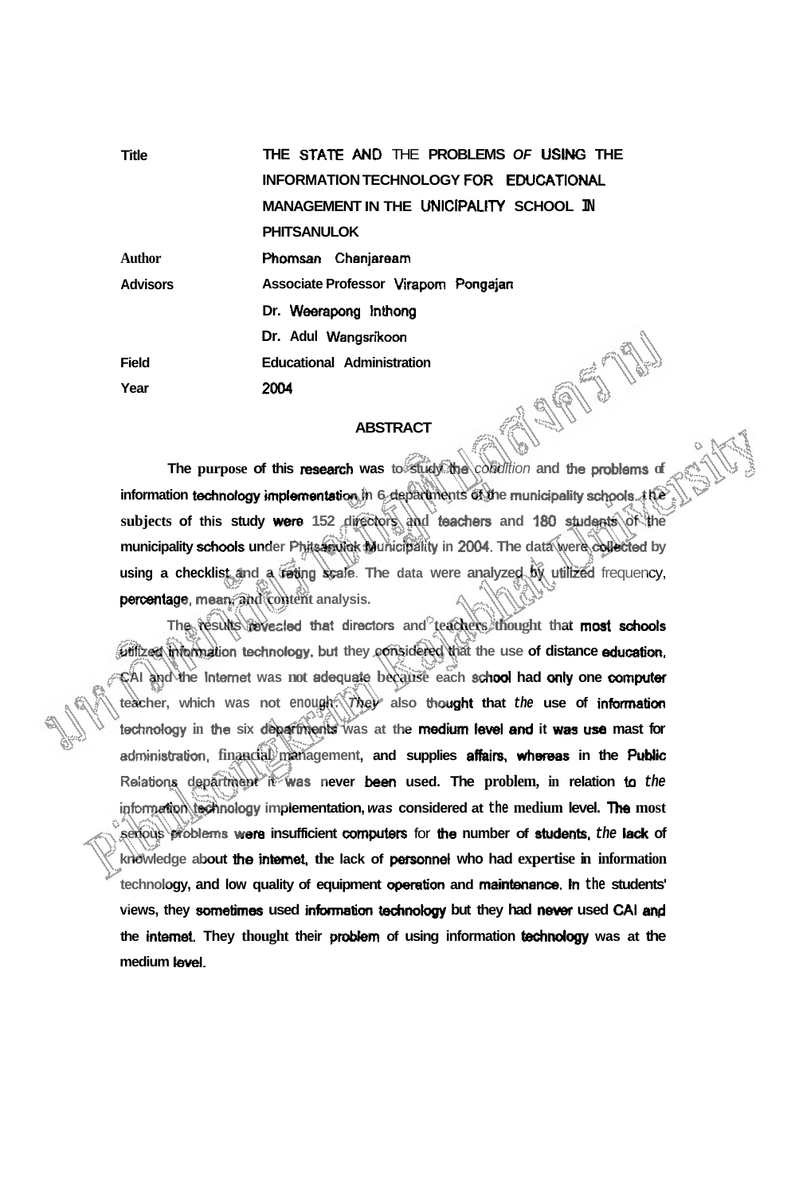| | |
|---|---|
| **Title** | **THE STATE AND THE PROBLEMS OF USING THE INFORMATION TECHNOLOGY FOR EDUCATIONAL MANAGEMENT IN THE UNICIPALITY SCHOOL IN PHITSANULOK** |
| **Author** | **Phomsan Chanjaream** |
| **Advisors** | **Associate Professor Viraporn Pongajan** |
| | **Dr. Weerapong Inthong** |
| | **Dr. Adul Wangsrikoon** |
| **Field** | **Educational Administration** |
| **Year** | **2004** |

## ABSTRACT

**The purpose of this research was to study the condition and the problems of information technology implementation in 6 departments of the municipality schools. the subjects of this study were 152 directors and teachers and 180 students of the municipality schools under Phitsanulok Municipality in 2004. The data were collected by using a checklist and a rating scale. The data were analyzed by utilized frequency, percentage, mean, and content analysis.**

**The results revealed that directors and teachers thought that most schools utilized information technology, but they considered that the use of distance education, CAI and the Internet was not adequate because each school had only one computer teacher, which was not enough. They also thought that the use of information technology in the six departments was at the medium level and it was use mast for administration, financial management, and supplies affairs, whereas in the Public Relations department it was never been used. The problem, in relation to the information technology implementation, was considered at the medium level. The most serious problems were insufficient computers for the number of students, the lack of knowledge about the internet, the lack of personnel who had expertise in information technology, and low quality of equipment operation and maintenance. In the students' views, they sometimes used information technology but they had never used CAI and the internet. They thought their problem of using information technology was at the medium level.**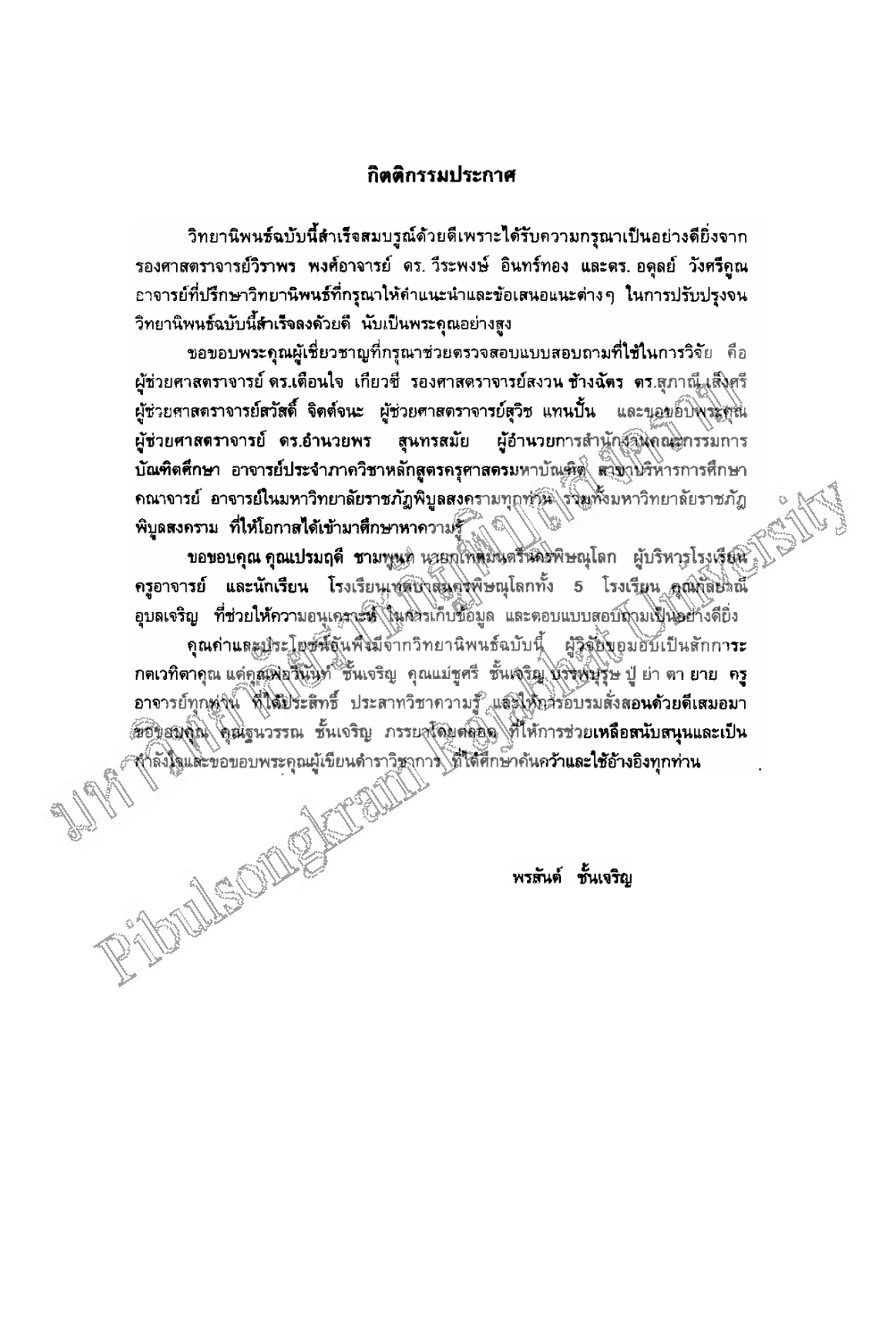# กิตติกรรมประกาศ

วิทยานิพนธ์ฉบับนี้สำเร็จสมบูรณ์ด้วยดีเพราะได้รับความกรุณาเป็นอย่างดียิ่งจาก รองศาสตราจารย์วิราพร พงศ์อาจารย์ ดร. วีระพงษ์ อินทร์ทอง และดร. อดุลย์ วังศรีคูณ อาจารย์ที่ปรึกษาวิทยานิพนธ์ที่กรุณาให้คำแนะนำและข้อเสนอแนะต่างๆ ในการปรับปรุงจน วิทยานิพนธ์ฉบับนี้สำเร็จลงด้วยดี นับเป็นพระคุณอย่างสูง

ขอขอบพระคุณผู้เชี่ยวชาญที่กรุณาช่วยตรวจสอบแบบสอบถามที่ใช้ในการวิจัย คือ ผู้ช่วยศาสตราจารย์ ดร.เตือนใจ เกียวซี รองศาสตราจารย์สงวน ช้างฉัตร ดร.สุภาณี เส็งศรี ผู้ช่วยศาสตราจารย์สวัสดิ์ จิตต์จนะ ผู้ช่วยศาสตราจารย์สุวิช แทนปั้น และขอขอบพระคุณ ผู้ช่วยศาสตราจารย์ ดร.อำนวยพร สุนทรสมัย ผู้อำนวยการสำนักงานคณะกรรมการ บัณฑิตศึกษา อาจารย์ประจำภาควิชาหลักสูตรครุศาสตรมหาบัณฑิต สาขาบริหารการศึกษา คณาจารย์ อาจารย์ในมหาวิทยาลัยราชภัฏพิบูลสงครามทุกท่าน รวมทั้งมหาวิทยาลัยราชภัฏ พิบูลสงคราม ที่ให้โอกาสได้เข้ามาศึกษาหาความรู้

ขอขอบคุณ คุณเปรมฤดี ชามพูนท นายกเทศมนตรีนครพิษณุโลก ผู้บริหารโรงเรียน ครูอาจารย์ และนักเรียน โรงเรียนเทศบาลนครพิษณุโลกทั้ง 5 โรงเรียน คุณกัลยาณี อุบลเจริญ ที่ช่วยให้ความอนุเคราะห์ ในการเก็บข้อมูล และตอบแบบสอบถามเป็นอย่างดียิ่ง

คุณค่าและประโยชน์อันพึงมีจากวิทยานิพนธ์ฉบับนี้ ผู้วิจัยขอมอบเป็นสักการะ กตเวทิตาคุณ แด่คุณพ่อวันนท์ ชั้นเจริญ คุณแม่ชูศรี ชั้นเจริญ บรรพบุรุษ ปู่ ย่า ตา ยาย ครู อาจารย์ทุกท่าน ที่ได้ประสิทธิ์ ประสาทวิชาความรู้ และให้การอบรมสั่งสอนด้วยดีเสมอมา ขอขอบคุณ คุณสุนวรรณ ชั้นเจริญ ภรรยาโดยตลอด ที่ให้การช่วยเหลือสนับสนุนและเป็น กำลังใจและขอขอบพระคุณผู้เขียนตำราวิชาการ ที่ได้ศึกษาค้นคว้าและใช้อ้างอิงทุกท่าน

พรสันต์ ชั้นเจริญ